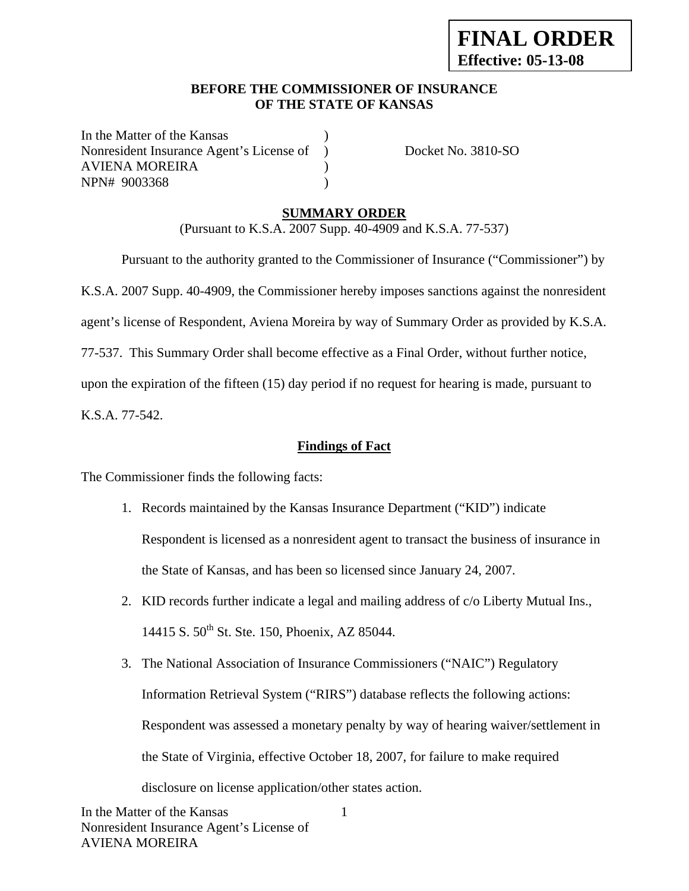**FINAL ORDER**
**Effective: 05-13-08**

**BEFORE THE COMMISSIONER OF INSURANCE**
**OF THE STATE OF KANSAS**

In the Matter of the Kansas )
Nonresident Insurance Agent's License of ) Docket No. 3810-SO
AVIENA MOREIRA )
NPN# 9003368 )

**SUMMARY ORDER**

(Pursuant to K.S.A. 2007 Supp. 40-4909 and K.S.A. 77-537)

Pursuant to the authority granted to the Commissioner of Insurance ("Commissioner") by K.S.A. 2007 Supp. 40-4909, the Commissioner hereby imposes sanctions against the nonresident agent's license of Respondent, Aviena Moreira by way of Summary Order as provided by K.S.A. 77-537. This Summary Order shall become effective as a Final Order, without further notice, upon the expiration of the fifteen (15) day period if no request for hearing is made, pursuant to K.S.A. 77-542.

**Findings of Fact**

The Commissioner finds the following facts:

1. Records maintained by the Kansas Insurance Department ("KID") indicate Respondent is licensed as a nonresident agent to transact the business of insurance in the State of Kansas, and has been so licensed since January 24, 2007.
2. KID records further indicate a legal and mailing address of c/o Liberty Mutual Ins., 14415 S. 50th St. Ste. 150, Phoenix, AZ 85044.
3. The National Association of Insurance Commissioners ("NAIC") Regulatory Information Retrieval System ("RIRS") database reflects the following actions: Respondent was assessed a monetary penalty by way of hearing waiver/settlement in the State of Virginia, effective October 18, 2007, for failure to make required disclosure on license application/other states action.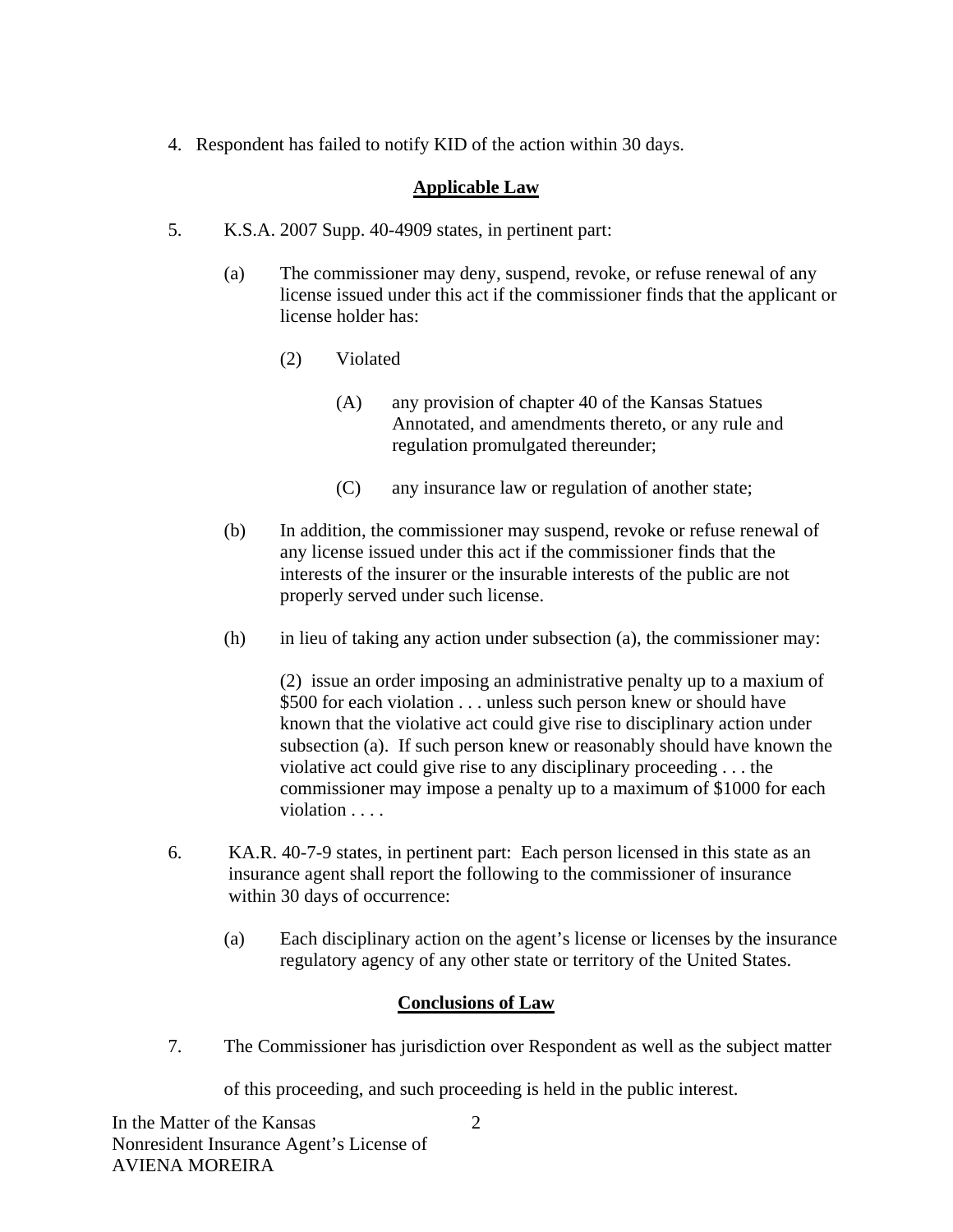4. Respondent has failed to notify KID of the action within 30 days.

## Applicable Law

5. K.S.A. 2007 Supp. 40-4909 states, in pertinent part:

   (a) The commissioner may deny, suspend, revoke, or refuse renewal of any license issued under this act if the commissioner finds that the applicant or license holder has:

   (2) Violated

   (A) any provision of chapter 40 of the Kansas Statues Annotated, and amendments thereto, or any rule and regulation promulgated thereunder;

   (C) any insurance law or regulation of another state;

   (b) In addition, the commissioner may suspend, revoke or refuse renewal of any license issued under this act if the commissioner finds that the interests of the insurer or the insurable interests of the public are not properly served under such license.

   (h) in lieu of taking any action under subsection (a), the commissioner may:

   (2) issue an order imposing an administrative penalty up to a maxium of $500 for each violation . . . unless such person knew or should have known that the violative act could give rise to disciplinary action under subsection (a). If such person knew or reasonably should have known the violative act could give rise to any disciplinary proceeding . . . the commissioner may impose a penalty up to a maximum of $1000 for each violation . . . .

6. KA.R. 40-7-9 states, in pertinent part: Each person licensed in this state as an insurance agent shall report the following to the commissioner of insurance within 30 days of occurrence:

   (a) Each disciplinary action on the agent's license or licenses by the insurance regulatory agency of any other state or territory of the United States.

## Conclusions of Law

7. The Commissioner has jurisdiction over Respondent as well as the subject matter of this proceeding, and such proceeding is held in the public interest.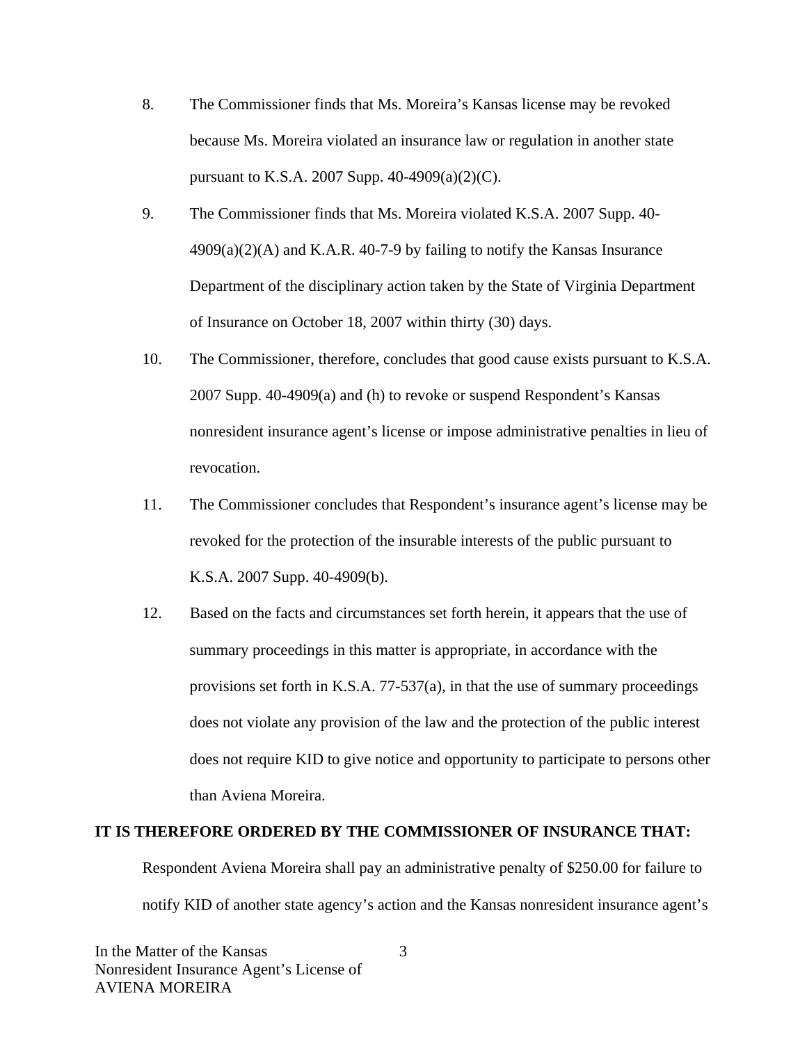8. The Commissioner finds that Ms. Moreira's Kansas license may be revoked because Ms. Moreira violated an insurance law or regulation in another state pursuant to K.S.A. 2007 Supp. 40-4909(a)(2)(C).

9. The Commissioner finds that Ms. Moreira violated K.S.A. 2007 Supp. 40-4909(a)(2)(A) and K.A.R. 40-7-9 by failing to notify the Kansas Insurance Department of the disciplinary action taken by the State of Virginia Department of Insurance on October 18, 2007 within thirty (30) days.

10. The Commissioner, therefore, concludes that good cause exists pursuant to K.S.A. 2007 Supp. 40-4909(a) and (h) to revoke or suspend Respondent's Kansas nonresident insurance agent's license or impose administrative penalties in lieu of revocation.

11. The Commissioner concludes that Respondent's insurance agent's license may be revoked for the protection of the insurable interests of the public pursuant to K.S.A. 2007 Supp. 40-4909(b).

12. Based on the facts and circumstances set forth herein, it appears that the use of summary proceedings in this matter is appropriate, in accordance with the provisions set forth in K.S.A. 77-537(a), in that the use of summary proceedings does not violate any provision of the law and the protection of the public interest does not require KID to give notice and opportunity to participate to persons other than Aviena Moreira.

**IT IS THEREFORE ORDERED BY THE COMMISSIONER OF INSURANCE THAT:**

Respondent Aviena Moreira shall pay an administrative penalty of $250.00 for failure to notify KID of another state agency's action and the Kansas nonresident insurance agent's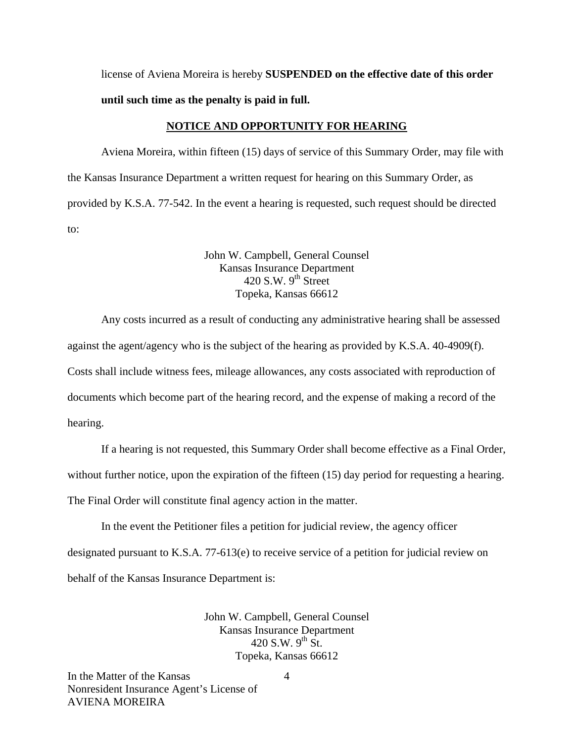license of Aviena Moreira is hereby **SUSPENDED on the effective date of this order until such time as the penalty is paid in full.**

## NOTICE AND OPPORTUNITY FOR HEARING

Aviena Moreira, within fifteen (15) days of service of this Summary Order, may file with the Kansas Insurance Department a written request for hearing on this Summary Order, as provided by K.S.A. 77-542. In the event a hearing is requested, such request should be directed to:

John W. Campbell, General Counsel
Kansas Insurance Department
420 S.W. 9th Street
Topeka, Kansas 66612

Any costs incurred as a result of conducting any administrative hearing shall be assessed against the agent/agency who is the subject of the hearing as provided by K.S.A. 40-4909(f). Costs shall include witness fees, mileage allowances, any costs associated with reproduction of documents which become part of the hearing record, and the expense of making a record of the hearing.

If a hearing is not requested, this Summary Order shall become effective as a Final Order, without further notice, upon the expiration of the fifteen (15) day period for requesting a hearing. The Final Order will constitute final agency action in the matter.

In the event the Petitioner files a petition for judicial review, the agency officer designated pursuant to K.S.A. 77-613(e) to receive service of a petition for judicial review on behalf of the Kansas Insurance Department is:

John W. Campbell, General Counsel
Kansas Insurance Department
420 S.W. 9th St.
Topeka, Kansas 66612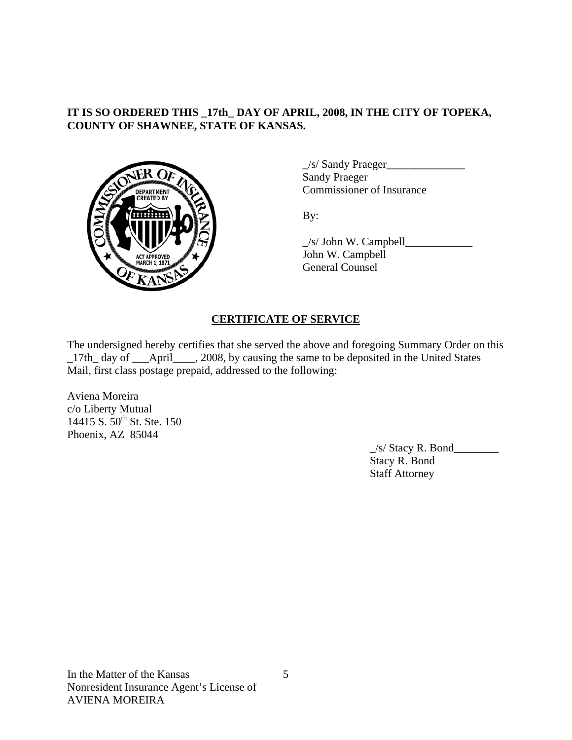**IT IS SO ORDERED THIS _17th_ DAY OF APRIL, 2008, IN THE CITY OF TOPEKA, COUNTY OF SHAWNEE, STATE OF KANSAS.**

_/s/ Sandy Praeger______________
Sandy Praeger
Commissioner of Insurance

By:

_/s/ John W. Campbell____________
John W. Campbell
General Counsel

## CERTIFICATE OF SERVICE

The undersigned hereby certifies that she served the above and foregoing Summary Order on this _17th_ day of ___April____, 2008, by causing the same to be deposited in the United States Mail, first class postage prepaid, addressed to the following:

Aviena Moreira
c/o Liberty Mutual
14415 S. 50th St. Ste. 150
Phoenix, AZ 85044

_/s/ Stacy R. Bond________
Stacy R. Bond
Staff Attorney

In the Matter of the Kansas
Nonresident Insurance Agent's License of
AVIENA MOREIRA